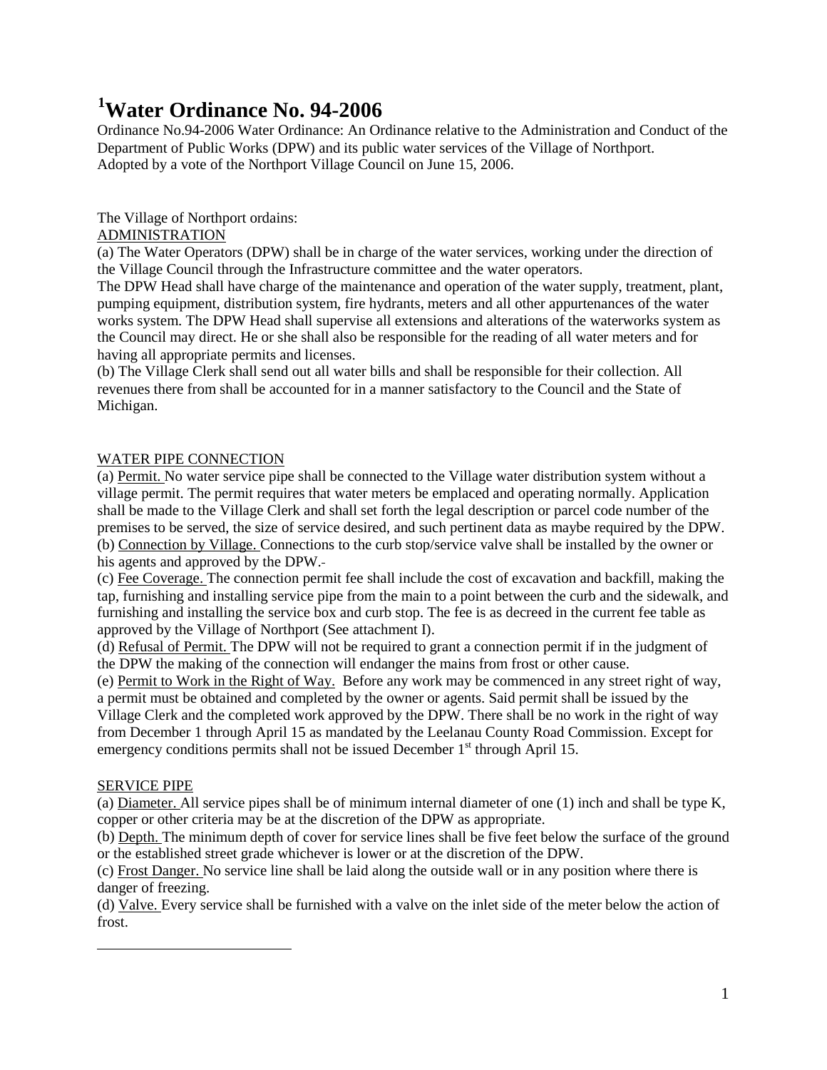# [1]Water Ordinance No. 94-2006

Ordinance No.94-2006 Water Ordinance: An Ordinance relative to the Administration and Conduct of the Department of Public Works (DPW) and its public water services of the Village of Northport.
Adopted by a vote of the Northport Village Council on June 15, 2006.

The Village of Northport ordains:

ADMINISTRATION

(a) The Water Operators (DPW) shall be in charge of the water services, working under the direction of the Village Council through the Infrastructure committee and the water operators.
The DPW Head shall have charge of the maintenance and operation of the water supply, treatment, plant, pumping equipment, distribution system, fire hydrants, meters and all other appurtenances of the water works system. The DPW Head shall supervise all extensions and alterations of the waterworks system as the Council may direct. He or she shall also be responsible for the reading of all water meters and for having all appropriate permits and licenses.

(b) The Village Clerk shall send out all water bills and shall be responsible for their collection. All revenues there from shall be accounted for in a manner satisfactory to the Council and the State of Michigan.

WATER PIPE CONNECTION

(a) Permit. No water service pipe shall be connected to the Village water distribution system without a village permit. The permit requires that water meters be emplaced and operating normally. Application shall be made to the Village Clerk and shall set forth the legal description or parcel code number of the premises to be served, the size of service desired, and such pertinent data as maybe required by the DPW.

(b) Connection by Village. Connections to the curb stop/service valve shall be installed by the owner or his agents and approved by the DPW.

(c) Fee Coverage. The connection permit fee shall include the cost of excavation and backfill, making the tap, furnishing and installing service pipe from the main to a point between the curb and the sidewalk, and furnishing and installing the service box and curb stop. The fee is as decreed in the current fee table as approved by the Village of Northport (See attachment I).

(d) Refusal of Permit. The DPW will not be required to grant a connection permit if in the judgment of the DPW the making of the connection will endanger the mains from frost or other cause.

(e) Permit to Work in the Right of Way. Before any work may be commenced in any street right of way, a permit must be obtained and completed by the owner or agents. Said permit shall be issued by the Village Clerk and the completed work approved by the DPW. There shall be no work in the right of way from December 1 through April 15 as mandated by the Leelanau County Road Commission. Except for emergency conditions permits shall not be issued December 1st through April 15.

SERVICE PIPE

(a) Diameter. All service pipes shall be of minimum internal diameter of one (1) inch and shall be type K, copper or other criteria may be at the discretion of the DPW as appropriate.

(b) Depth. The minimum depth of cover for service lines shall be five feet below the surface of the ground or the established street grade whichever is lower or at the discretion of the DPW.

(c) Frost Danger. No service line shall be laid along the outside wall or in any position where there is danger of freezing.

(d) Valve. Every service shall be furnished with a valve on the inlet side of the meter below the action of frost.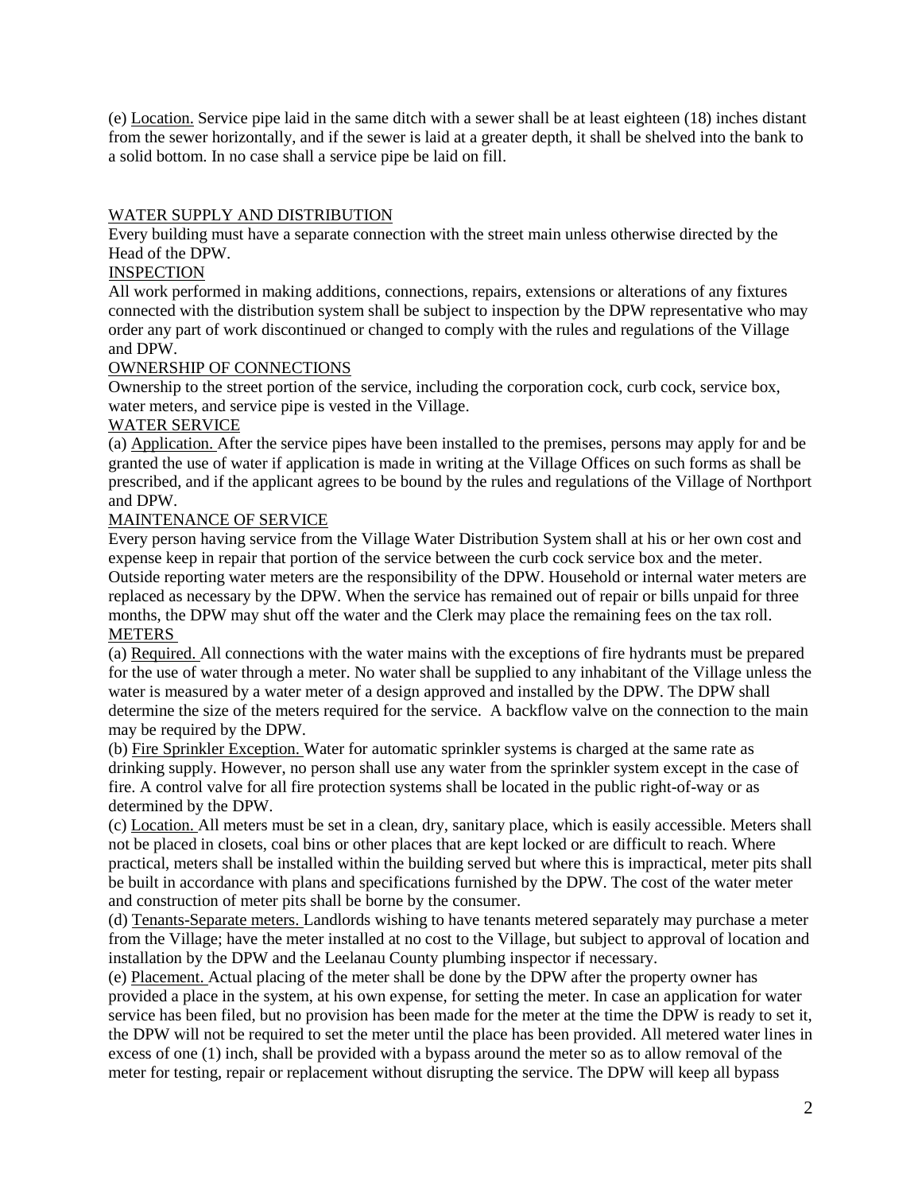(e) Location. Service pipe laid in the same ditch with a sewer shall be at least eighteen (18) inches distant from the sewer horizontally, and if the sewer is laid at a greater depth, it shall be shelved into the bank to a solid bottom. In no case shall a service pipe be laid on fill.

## WATER SUPPLY AND DISTRIBUTION

Every building must have a separate connection with the street main unless otherwise directed by the Head of the DPW.

### INSPECTION

All work performed in making additions, connections, repairs, extensions or alterations of any fixtures connected with the distribution system shall be subject to inspection by the DPW representative who may order any part of work discontinued or changed to comply with the rules and regulations of the Village and DPW.

### OWNERSHIP OF CONNECTIONS

Ownership to the street portion of the service, including the corporation cock, curb cock, service box, water meters, and service pipe is vested in the Village.

### WATER SERVICE

(a) Application. After the service pipes have been installed to the premises, persons may apply for and be granted the use of water if application is made in writing at the Village Offices on such forms as shall be prescribed, and if the applicant agrees to be bound by the rules and regulations of the Village of Northport and DPW.

### MAINTENANCE OF SERVICE

Every person having service from the Village Water Distribution System shall at his or her own cost and expense keep in repair that portion of the service between the curb cock service box and the meter. Outside reporting water meters are the responsibility of the DPW. Household or internal water meters are replaced as necessary by the DPW. When the service has remained out of repair or bills unpaid for three months, the DPW may shut off the water and the Clerk may place the remaining fees on the tax roll.

### METERS

(a) Required. All connections with the water mains with the exceptions of fire hydrants must be prepared for the use of water through a meter. No water shall be supplied to any inhabitant of the Village unless the water is measured by a water meter of a design approved and installed by the DPW. The DPW shall determine the size of the meters required for the service. A backflow valve on the connection to the main may be required by the DPW.

(b) Fire Sprinkler Exception. Water for automatic sprinkler systems is charged at the same rate as drinking supply. However, no person shall use any water from the sprinkler system except in the case of fire. A control valve for all fire protection systems shall be located in the public right-of-way or as determined by the DPW.

(c) Location. All meters must be set in a clean, dry, sanitary place, which is easily accessible. Meters shall not be placed in closets, coal bins or other places that are kept locked or are difficult to reach. Where practical, meters shall be installed within the building served but where this is impractical, meter pits shall be built in accordance with plans and specifications furnished by the DPW. The cost of the water meter and construction of meter pits shall be borne by the consumer.

(d) Tenants-Separate meters. Landlords wishing to have tenants metered separately may purchase a meter from the Village; have the meter installed at no cost to the Village, but subject to approval of location and installation by the DPW and the Leelanau County plumbing inspector if necessary.

(e) Placement. Actual placing of the meter shall be done by the DPW after the property owner has provided a place in the system, at his own expense, for setting the meter. In case an application for water service has been filed, but no provision has been made for the meter at the time the DPW is ready to set it, the DPW will not be required to set the meter until the place has been provided. All metered water lines in excess of one (1) inch, shall be provided with a bypass around the meter so as to allow removal of the meter for testing, repair or replacement without disrupting the service. The DPW will keep all bypass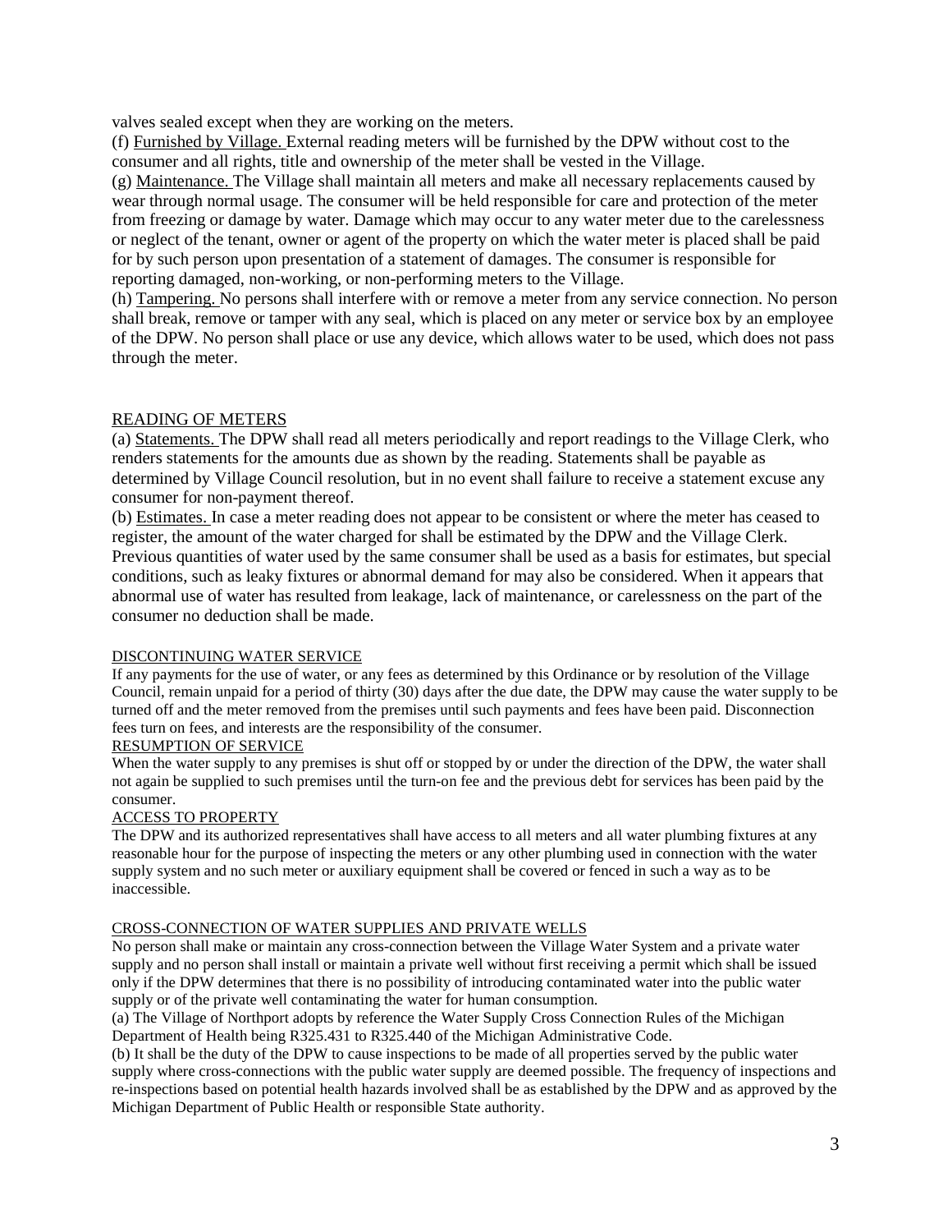valves sealed except when they are working on the meters.

(f) <u>Furnished by Village.</u> External reading meters will be furnished by the DPW without cost to the consumer and all rights, title and ownership of the meter shall be vested in the Village.

(g) <u>Maintenance.</u> The Village shall maintain all meters and make all necessary replacements caused by wear through normal usage. The consumer will be held responsible for care and protection of the meter from freezing or damage by water. Damage which may occur to any water meter due to the carelessness or neglect of the tenant, owner or agent of the property on which the water meter is placed shall be paid for by such person upon presentation of a statement of damages. The consumer is responsible for reporting damaged, non-working, or non-performing meters to the Village.

(h) <u>Tampering.</u> No persons shall interfere with or remove a meter from any service connection. No person shall break, remove or tamper with any seal, which is placed on any meter or service box by an employee of the DPW. No person shall place or use any device, which allows water to be used, which does not pass through the meter.

## READING OF METERS

(a) <u>Statements.</u> The DPW shall read all meters periodically and report readings to the Village Clerk, who renders statements for the amounts due as shown by the reading. Statements shall be payable as determined by Village Council resolution, but in no event shall failure to receive a statement excuse any consumer for non-payment thereof.

(b) <u>Estimates.</u> In case a meter reading does not appear to be consistent or where the meter has ceased to register, the amount of the water charged for shall be estimated by the DPW and the Village Clerk. Previous quantities of water used by the same consumer shall be used as a basis for estimates, but special conditions, such as leaky fixtures or abnormal demand for may also be considered. When it appears that abnormal use of water has resulted from leakage, lack of maintenance, or carelessness on the part of the consumer no deduction shall be made.

## DISCONTINUING WATER SERVICE

If any payments for the use of water, or any fees as determined by this Ordinance or by resolution of the Village Council, remain unpaid for a period of thirty (30) days after the due date, the DPW may cause the water supply to be turned off and the meter removed from the premises until such payments and fees have been paid. Disconnection fees turn on fees, and interests are the responsibility of the consumer.

## RESUMPTION OF SERVICE

When the water supply to any premises is shut off or stopped by or under the direction of the DPW, the water shall not again be supplied to such premises until the turn-on fee and the previous debt for services has been paid by the consumer.

## ACCESS TO PROPERTY

The DPW and its authorized representatives shall have access to all meters and all water plumbing fixtures at any reasonable hour for the purpose of inspecting the meters or any other plumbing used in connection with the water supply system and no such meter or auxiliary equipment shall be covered or fenced in such a way as to be inaccessible.

## CROSS-CONNECTION OF WATER SUPPLIES AND PRIVATE WELLS

No person shall make or maintain any cross-connection between the Village Water System and a private water supply and no person shall install or maintain a private well without first receiving a permit which shall be issued only if the DPW determines that there is no possibility of introducing contaminated water into the public water supply or of the private well contaminating the water for human consumption.

(a) The Village of Northport adopts by reference the Water Supply Cross Connection Rules of the Michigan Department of Health being R325.431 to R325.440 of the Michigan Administrative Code.

(b) It shall be the duty of the DPW to cause inspections to be made of all properties served by the public water supply where cross-connections with the public water supply are deemed possible. The frequency of inspections and re-inspections based on potential health hazards involved shall be as established by the DPW and as approved by the Michigan Department of Public Health or responsible State authority.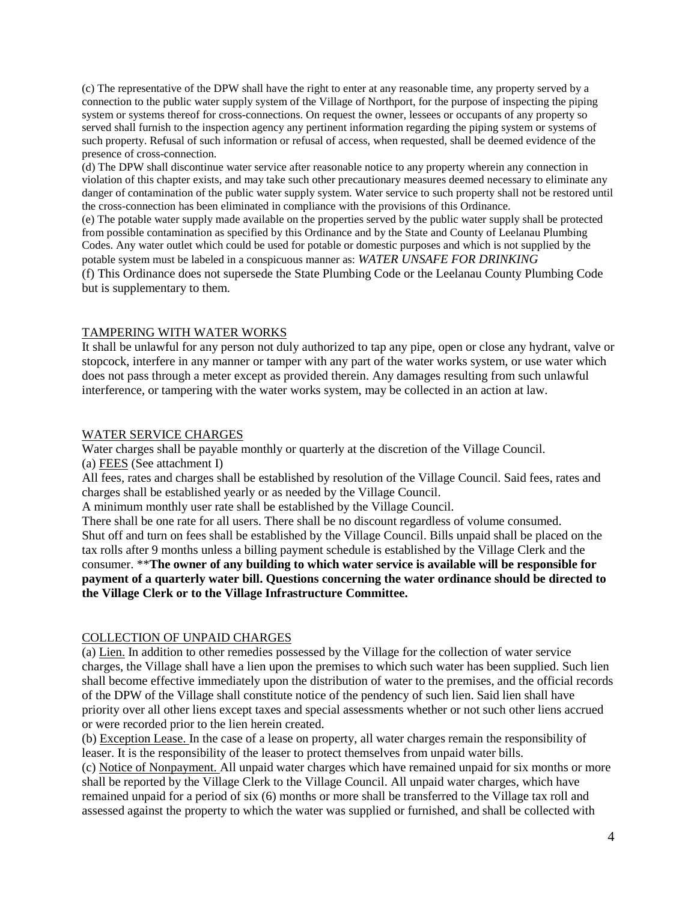(c) The representative of the DPW shall have the right to enter at any reasonable time, any property served by a connection to the public water supply system of the Village of Northport, for the purpose of inspecting the piping system or systems thereof for cross-connections. On request the owner, lessees or occupants of any property so served shall furnish to the inspection agency any pertinent information regarding the piping system or systems of such property. Refusal of such information or refusal of access, when requested, shall be deemed evidence of the presence of cross-connection.
(d) The DPW shall discontinue water service after reasonable notice to any property wherein any connection in violation of this chapter exists, and may take such other precautionary measures deemed necessary to eliminate any danger of contamination of the public water supply system. Water service to such property shall not be restored until the cross-connection has been eliminated in compliance with the provisions of this Ordinance.
(e) The potable water supply made available on the properties served by the public water supply shall be protected from possible contamination as specified by this Ordinance and by the State and County of Leelanau Plumbing Codes. Any water outlet which could be used for potable or domestic purposes and which is not supplied by the potable system must be labeled in a conspicuous manner as: *WATER UNSAFE FOR DRINKING*
(f) This Ordinance does not supersede the State Plumbing Code or the Leelanau County Plumbing Code but is supplementary to them.

## TAMPERING WITH WATER WORKS

It shall be unlawful for any person not duly authorized to tap any pipe, open or close any hydrant, valve or stopcock, interfere in any manner or tamper with any part of the water works system, or use water which does not pass through a meter except as provided therein. Any damages resulting from such unlawful interference, or tampering with the water works system, may be collected in an action at law.

## WATER SERVICE CHARGES

Water charges shall be payable monthly or quarterly at the discretion of the Village Council.
(a) FEES (See attachment I)
All fees, rates and charges shall be established by resolution of the Village Council. Said fees, rates and charges shall be established yearly or as needed by the Village Council.
A minimum monthly user rate shall be established by the Village Council.
There shall be one rate for all users. There shall be no discount regardless of volume consumed.
Shut off and turn on fees shall be established by the Village Council. Bills unpaid shall be placed on the tax rolls after 9 months unless a billing payment schedule is established by the Village Clerk and the consumer. ****The owner of any building to which water service is available will be responsible for payment of a quarterly water bill. Questions concerning the water ordinance should be directed to the Village Clerk or to the Village Infrastructure Committee.**

## COLLECTION OF UNPAID CHARGES

(a) Lien. In addition to other remedies possessed by the Village for the collection of water service charges, the Village shall have a lien upon the premises to which such water has been supplied. Such lien shall become effective immediately upon the distribution of water to the premises, and the official records of the DPW of the Village shall constitute notice of the pendency of such lien. Said lien shall have priority over all other liens except taxes and special assessments whether or not such other liens accrued or were recorded prior to the lien herein created.
(b) Exception Lease. In the case of a lease on property, all water charges remain the responsibility of leaser. It is the responsibility of the leaser to protect themselves from unpaid water bills.
(c) Notice of Nonpayment. All unpaid water charges which have remained unpaid for six months or more shall be reported by the Village Clerk to the Village Council. All unpaid water charges, which have remained unpaid for a period of six (6) months or more shall be transferred to the Village tax roll and assessed against the property to which the water was supplied or furnished, and shall be collected with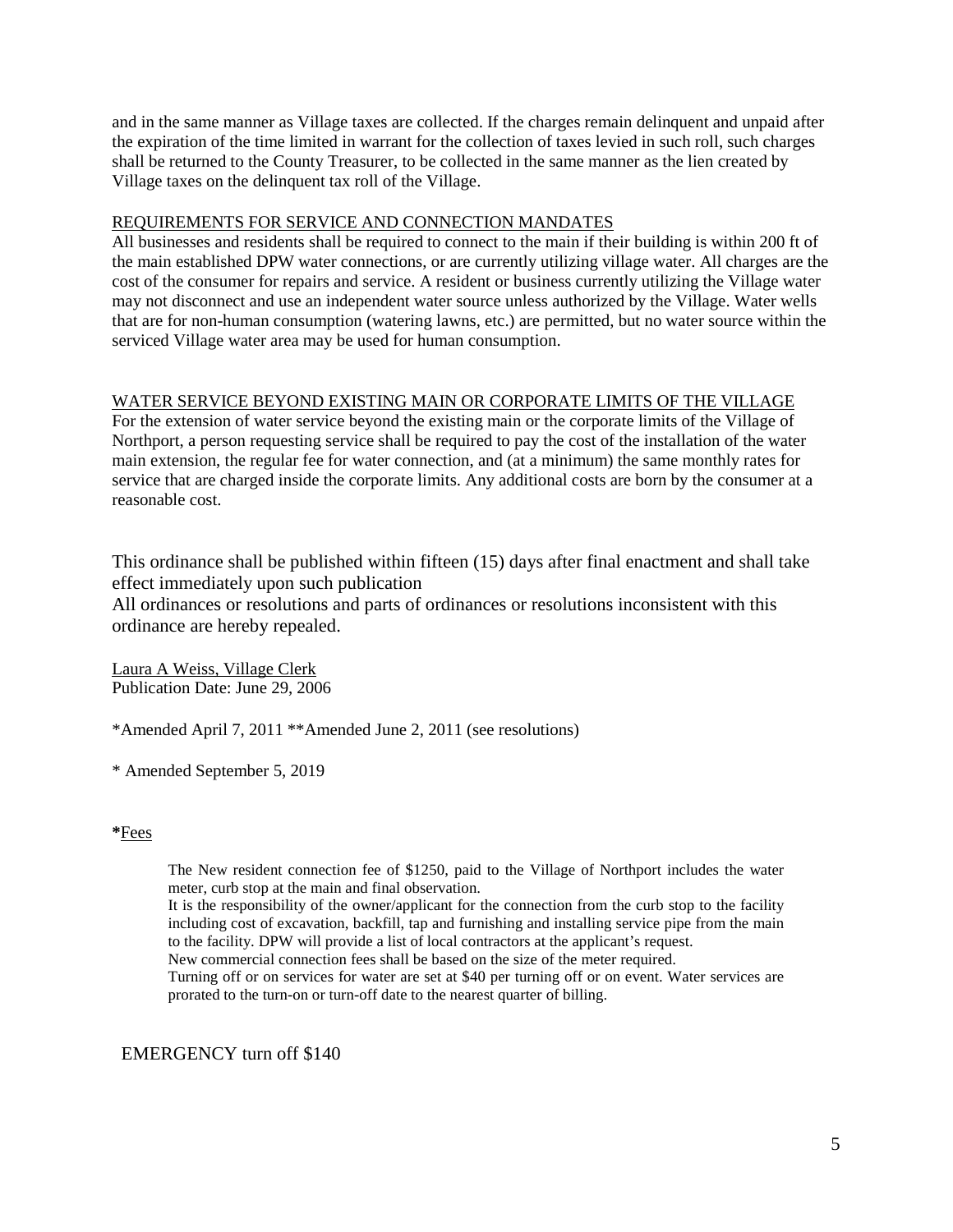and in the same manner as Village taxes are collected. If the charges remain delinquent and unpaid after the expiration of the time limited in warrant for the collection of taxes levied in such roll, such charges shall be returned to the County Treasurer, to be collected in the same manner as the lien created by Village taxes on the delinquent tax roll of the Village.

## REQUIREMENTS FOR SERVICE AND CONNECTION MANDATES

All businesses and residents shall be required to connect to the main if their building is within 200 ft of the main established DPW water connections, or are currently utilizing village water. All charges are the cost of the consumer for repairs and service. A resident or business currently utilizing the Village water may not disconnect and use an independent water source unless authorized by the Village. Water wells that are for non-human consumption (watering lawns, etc.) are permitted, but no water source within the serviced Village water area may be used for human consumption.

## WATER SERVICE BEYOND EXISTING MAIN OR CORPORATE LIMITS OF THE VILLAGE

For the extension of water service beyond the existing main or the corporate limits of the Village of Northport, a person requesting service shall be required to pay the cost of the installation of the water main extension, the regular fee for water connection, and (at a minimum) the same monthly rates for service that are charged inside the corporate limits. Any additional costs are born by the consumer at a reasonable cost.

This ordinance shall be published within fifteen (15) days after final enactment and shall take effect immediately upon such publication

All ordinances or resolutions and parts of ordinances or resolutions inconsistent with this ordinance are hereby repealed.

Laura A Weiss, Village Clerk
Publication Date: June 29, 2006

*Amended April 7, 2011 **Amended June 2, 2011 (see resolutions)

* Amended September 5, 2019

**\***Fees

> The New resident connection fee of $1250, paid to the Village of Northport includes the water meter, curb stop at the main and final observation.
>
> It is the responsibility of the owner/applicant for the connection from the curb stop to the facility including cost of excavation, backfill, tap and furnishing and installing service pipe from the main to the facility. DPW will provide a list of local contractors at the applicant's request.
>
> New commercial connection fees shall be based on the size of the meter required.
>
> Turning off or on services for water are set at $40 per turning off or on event. Water services are prorated to the turn-on or turn-off date to the nearest quarter of billing.

EMERGENCY turn off $140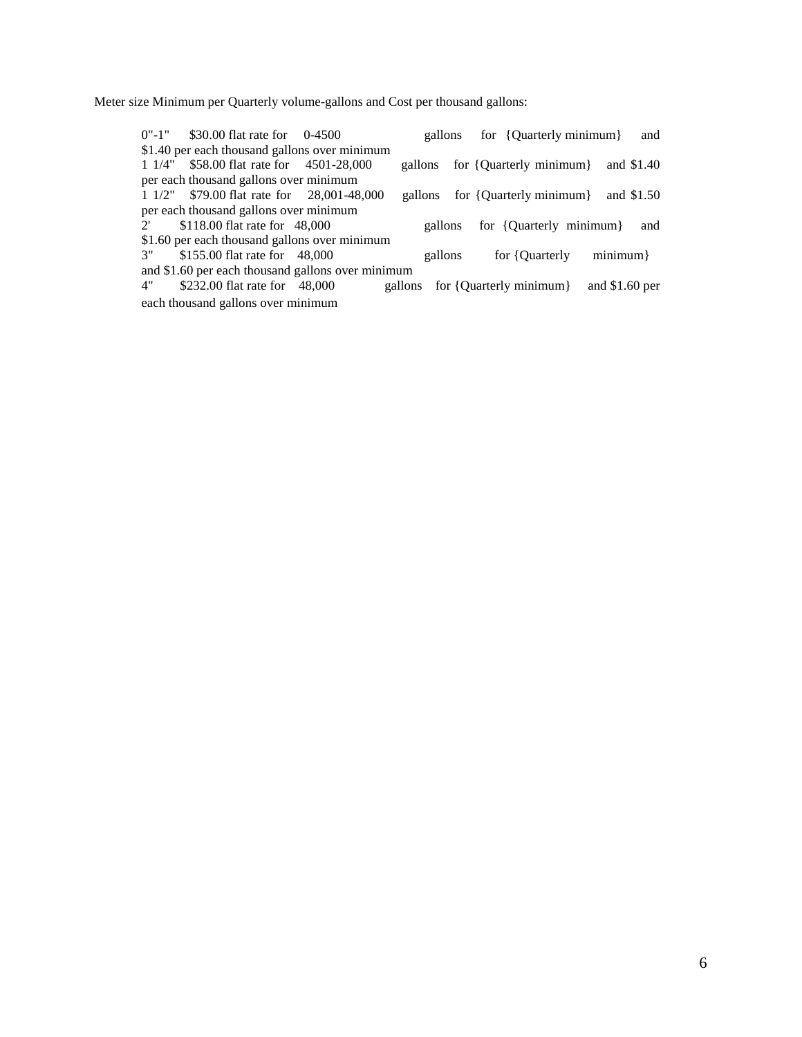Meter size Minimum per Quarterly volume-gallons and Cost per thousand gallons:

0"-1" $30.00 flat rate for 0-4500 gallons for {Quarterly minimum} and $1.40 per each thousand gallons over minimum
1 1/4" $58.00 flat rate for 4501-28,000 gallons for {Quarterly minimum} and $1.40 per each thousand gallons over minimum
1 1/2" $79.00 flat rate for 28,001-48,000 gallons for {Quarterly minimum} and $1.50 per each thousand gallons over minimum
2' $118.00 flat rate for 48,000 gallons for {Quarterly minimum} and $1.60 per each thousand gallons over minimum
3" $155.00 flat rate for 48,000 gallons for {Quarterly minimum} and $1.60 per each thousand gallons over minimum
4" $232.00 flat rate for 48,000 gallons for {Quarterly minimum} and $1.60 per each thousand gallons over minimum